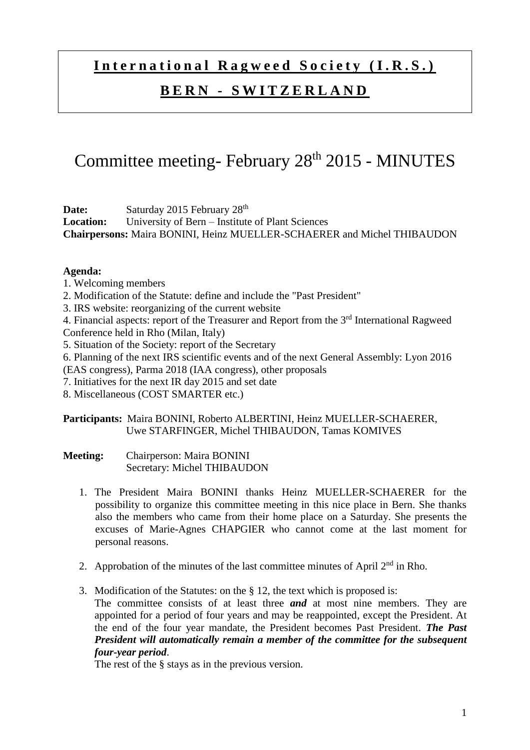# International Ragweed Society (I.R.S.)

## BERN - SWITZERLAND

# Committee meeting- February 28th 2015 - MINUTES

**Date:** Saturday 2015 February 28th
**Location:** University of Bern – Institute of Plant Sciences
**Chairpersons:** Maira BONINI, Heinz MUELLER-SCHAERER and Michel THIBAUDON

**Agenda:**

1. Welcoming members
2. Modification of the Statute: define and include the "Past President"
3. IRS website: reorganizing of the current website
4. Financial aspects: report of the Treasurer and Report from the 3rd International Ragweed Conference held in Rho (Milan, Italy)
5. Situation of the Society: report of the Secretary
6. Planning of the next IRS scientific events and of the next General Assembly: Lyon 2016 (EAS congress), Parma 2018 (IAA congress), other proposals
7. Initiatives for the next IR day 2015 and set date
8. Miscellaneous (COST SMARTER etc.)

**Participants:** Maira BONINI, Roberto ALBERTINI, Heinz MUELLER-SCHAERER, Uwe STARFINGER, Michel THIBAUDON, Tamas KOMIVES

**Meeting:** Chairperson: Maira BONINI
Secretary: Michel THIBAUDON

1. The President Maira BONINI thanks Heinz MUELLER-SCHAERER for the possibility to organize this committee meeting in this nice place in Bern. She thanks also the members who came from their home place on a Saturday. She presents the excuses of Marie-Agnes CHAPGIER who cannot come at the last moment for personal reasons.

2. Approbation of the minutes of the last committee minutes of April 2nd in Rho.

3. Modification of the Statutes: on the § 12, the text which is proposed is:
   The committee consists of at least three ***and*** at most nine members. They are appointed for a period of four years and may be reappointed, except the President. At the end of the four year mandate, the President becomes Past President. ***The Past President will automatically remain a member of the committee for the subsequent four-year period***.
   The rest of the § stays as in the previous version.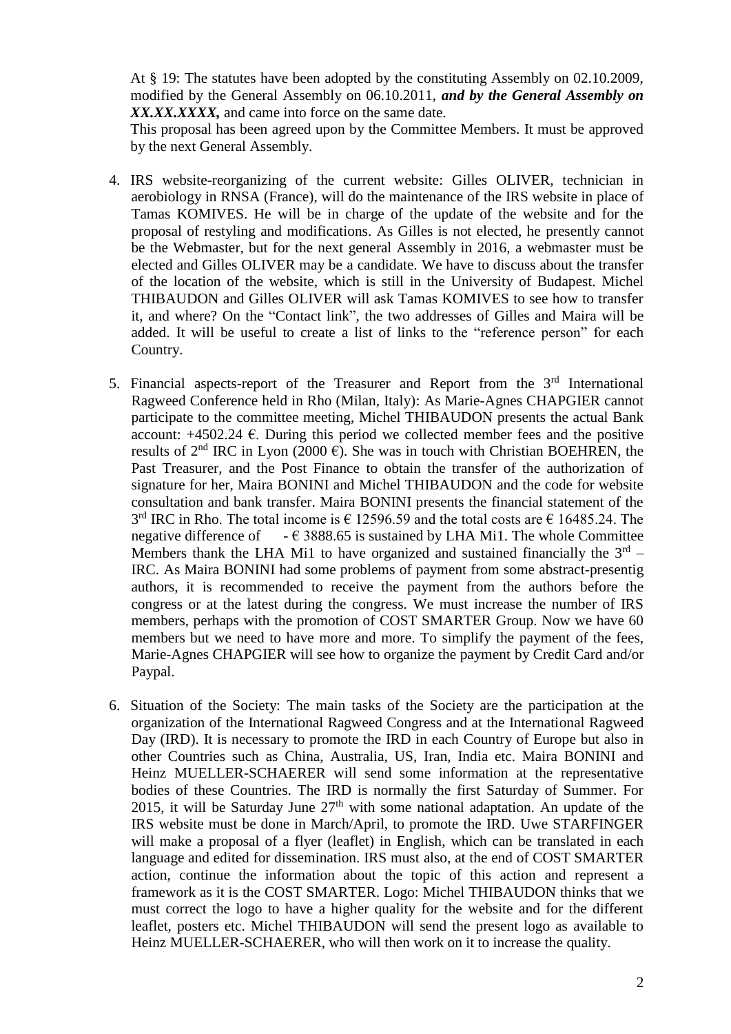At § 19: The statutes have been adopted by the constituting Assembly on 02.10.2009, modified by the General Assembly on 06.10.2011, ***and by the General Assembly on XX.XX.XXXX,*** and came into force on the same date.
This proposal has been agreed upon by the Committee Members. It must be approved by the next General Assembly.

4. IRS website-reorganizing of the current website: Gilles OLIVER, technician in aerobiology in RNSA (France), will do the maintenance of the IRS website in place of Tamas KOMIVES. He will be in charge of the update of the website and for the proposal of restyling and modifications. As Gilles is not elected, he presently cannot be the Webmaster, but for the next general Assembly in 2016, a webmaster must be elected and Gilles OLIVER may be a candidate. We have to discuss about the transfer of the location of the website, which is still in the University of Budapest. Michel THIBAUDON and Gilles OLIVER will ask Tamas KOMIVES to see how to transfer it, and where? On the "Contact link", the two addresses of Gilles and Maira will be added. It will be useful to create a list of links to the "reference person" for each Country.

5. Financial aspects-report of the Treasurer and Report from the 3rd International Ragweed Conference held in Rho (Milan, Italy): As Marie-Agnes CHAPGIER cannot participate to the committee meeting, Michel THIBAUDON presents the actual Bank account: +4502.24 €. During this period we collected member fees and the positive results of 2nd IRC in Lyon (2000 €). She was in touch with Christian BOEHREN, the Past Treasurer, and the Post Finance to obtain the transfer of the authorization of signature for her, Maira BONINI and Michel THIBAUDON and the code for website consultation and bank transfer. Maira BONINI presents the financial statement of the 3rd IRC in Rho. The total income is € 12596.59 and the total costs are € 16485.24. The negative difference of - € 3888.65 is sustained by LHA Mi1. The whole Committee Members thank the LHA Mi1 to have organized and sustained financially the 3rd – IRC. As Maira BONINI had some problems of payment from some abstract-presentig authors, it is recommended to receive the payment from the authors before the congress or at the latest during the congress. We must increase the number of IRS members, perhaps with the promotion of COST SMARTER Group. Now we have 60 members but we need to have more and more. To simplify the payment of the fees, Marie-Agnes CHAPGIER will see how to organize the payment by Credit Card and/or Paypal.

6. Situation of the Society: The main tasks of the Society are the participation at the organization of the International Ragweed Congress and at the International Ragweed Day (IRD). It is necessary to promote the IRD in each Country of Europe but also in other Countries such as China, Australia, US, Iran, India etc. Maira BONINI and Heinz MUELLER-SCHAERER will send some information at the representative bodies of these Countries. The IRD is normally the first Saturday of Summer. For 2015, it will be Saturday June 27th with some national adaptation. An update of the IRS website must be done in March/April, to promote the IRD. Uwe STARFINGER will make a proposal of a flyer (leaflet) in English, which can be translated in each language and edited for dissemination. IRS must also, at the end of COST SMARTER action, continue the information about the topic of this action and represent a framework as it is the COST SMARTER. Logo: Michel THIBAUDON thinks that we must correct the logo to have a higher quality for the website and for the different leaflet, posters etc. Michel THIBAUDON will send the present logo as available to Heinz MUELLER-SCHAERER, who will then work on it to increase the quality.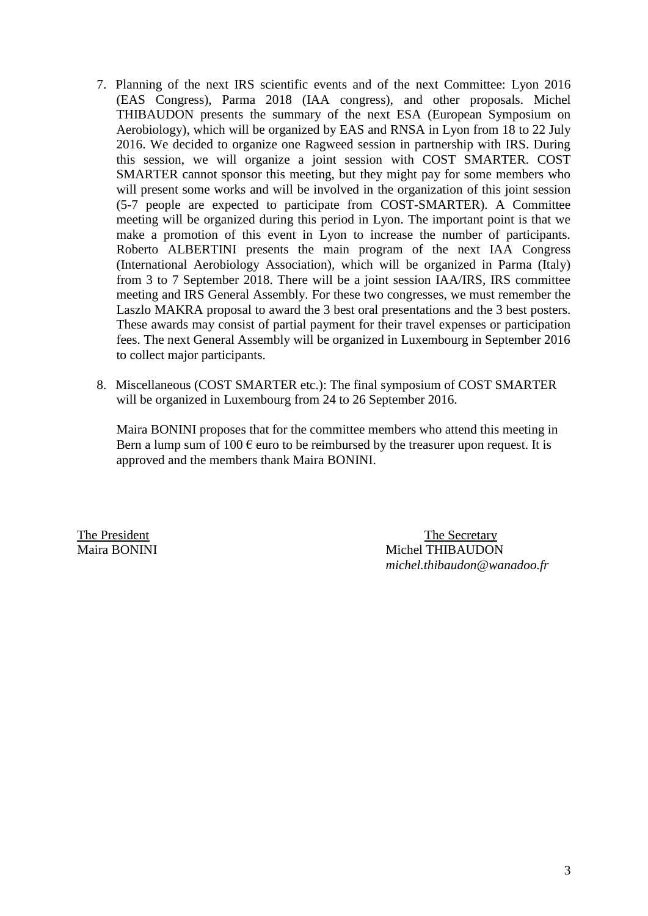7. Planning of the next IRS scientific events and of the next Committee: Lyon 2016 (EAS Congress), Parma 2018 (IAA congress), and other proposals. Michel THIBAUDON presents the summary of the next ESA (European Symposium on Aerobiology), which will be organized by EAS and RNSA in Lyon from 18 to 22 July 2016. We decided to organize one Ragweed session in partnership with IRS. During this session, we will organize a joint session with COST SMARTER. COST SMARTER cannot sponsor this meeting, but they might pay for some members who will present some works and will be involved in the organization of this joint session (5-7 people are expected to participate from COST-SMARTER). A Committee meeting will be organized during this period in Lyon. The important point is that we make a promotion of this event in Lyon to increase the number of participants. Roberto ALBERTINI presents the main program of the next IAA Congress (International Aerobiology Association), which will be organized in Parma (Italy) from 3 to 7 September 2018. There will be a joint session IAA/IRS, IRS committee meeting and IRS General Assembly. For these two congresses, we must remember the Laszlo MAKRA proposal to award the 3 best oral presentations and the 3 best posters. These awards may consist of partial payment for their travel expenses or participation fees. The next General Assembly will be organized in Luxembourg in September 2016 to collect major participants.

8. Miscellaneous (COST SMARTER etc.): The final symposium of COST SMARTER will be organized in Luxembourg from 24 to 26 September 2016.

   Maira BONINI proposes that for the committee members who attend this meeting in Bern a lump sum of 100 € euro to be reimbursed by the treasurer upon request. It is approved and the members thank Maira BONINI.

The President
Maira BONINI

The Secretary
Michel THIBAUDON
*michel.thibaudon@wanadoo.fr*